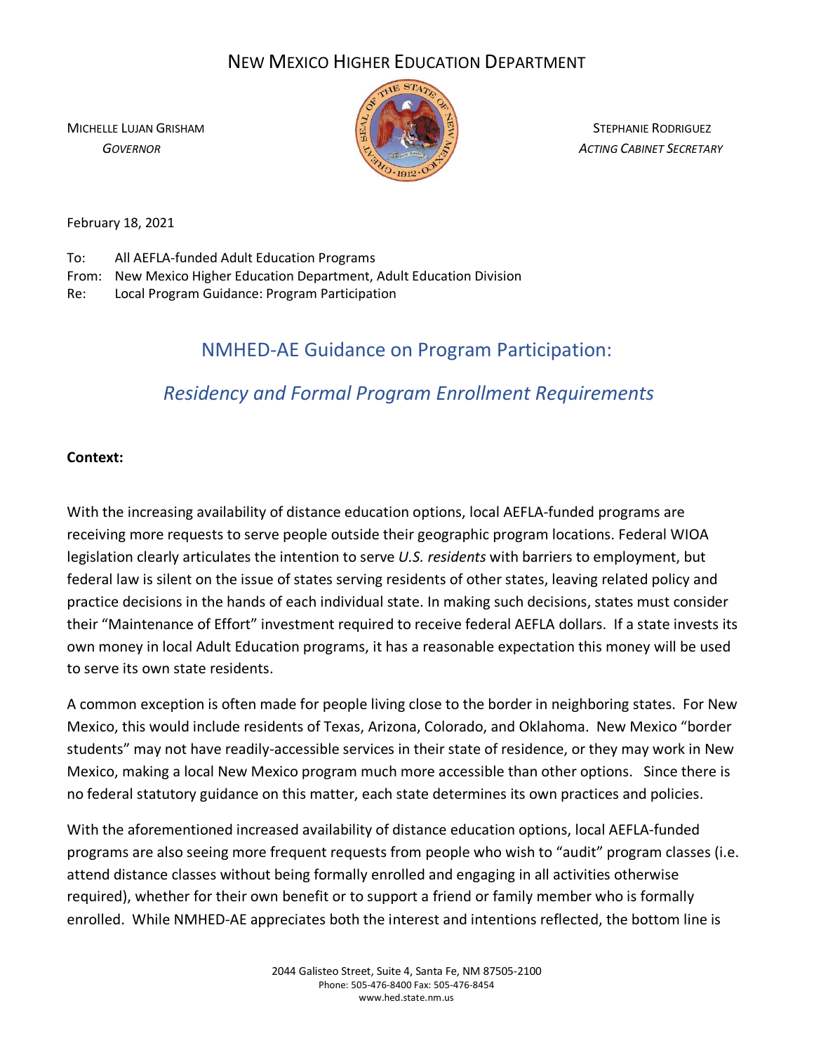# NEW MEXICO HIGHER EDUCATION DEPARTMENT

MICHELLE LUJAN GRISHAM
*GOVERNOR*

STEPHANIE RODRIGUEZ
*ACTING CABINET SECRETARY*

February 18, 2021

To: All AEFLA-funded Adult Education Programs
From: New Mexico Higher Education Department, Adult Education Division
Re: Local Program Guidance: Program Participation

## NMHED-AE Guidance on Program Participation:

## *Residency and Formal Program Enrollment Requirements*

**Context:**

With the increasing availability of distance education options, local AEFLA-funded programs are receiving more requests to serve people outside their geographic program locations. Federal WIOA legislation clearly articulates the intention to serve *U.S. residents* with barriers to employment, but federal law is silent on the issue of states serving residents of other states, leaving related policy and practice decisions in the hands of each individual state. In making such decisions, states must consider their "Maintenance of Effort" investment required to receive federal AEFLA dollars. If a state invests its own money in local Adult Education programs, it has a reasonable expectation this money will be used to serve its own state residents.

A common exception is often made for people living close to the border in neighboring states. For New Mexico, this would include residents of Texas, Arizona, Colorado, and Oklahoma. New Mexico "border students" may not have readily-accessible services in their state of residence, or they may work in New Mexico, making a local New Mexico program much more accessible than other options. Since there is no federal statutory guidance on this matter, each state determines its own practices and policies.

With the aforementioned increased availability of distance education options, local AEFLA-funded programs are also seeing more frequent requests from people who wish to "audit" program classes (i.e. attend distance classes without being formally enrolled and engaging in all activities otherwise required), whether for their own benefit or to support a friend or family member who is formally enrolled. While NMHED-AE appreciates both the interest and intentions reflected, the bottom line is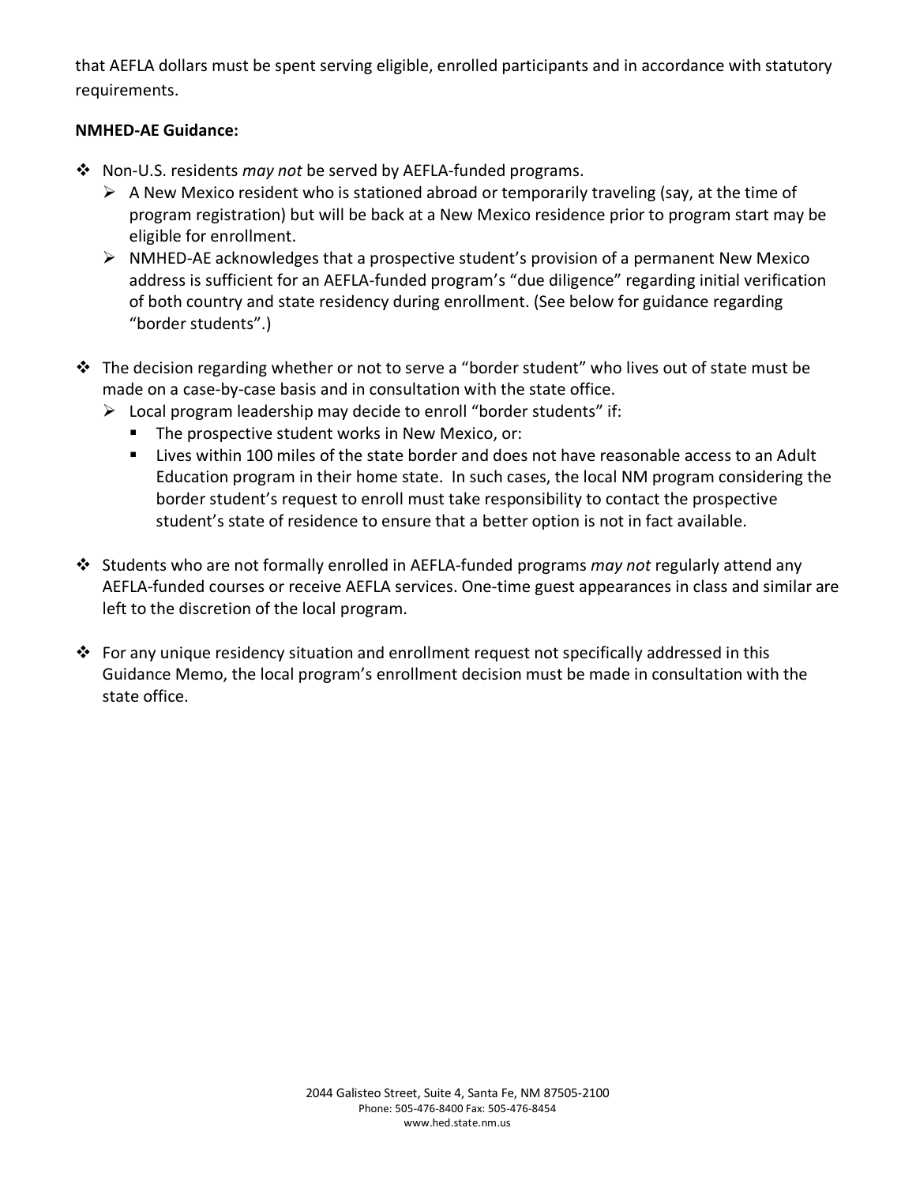that AEFLA dollars must be spent serving eligible, enrolled participants and in accordance with statutory requirements.

**NMHED-AE Guidance:**

- Non-U.S. residents *may not* be served by AEFLA-funded programs.
  - A New Mexico resident who is stationed abroad or temporarily traveling (say, at the time of program registration) but will be back at a New Mexico residence prior to program start may be eligible for enrollment.
  - NMHED-AE acknowledges that a prospective student's provision of a permanent New Mexico address is sufficient for an AEFLA-funded program's "due diligence" regarding initial verification of both country and state residency during enrollment. (See below for guidance regarding "border students".)

- The decision regarding whether or not to serve a "border student" who lives out of state must be made on a case-by-case basis and in consultation with the state office.
  - Local program leadership may decide to enroll "border students" if:
    - The prospective student works in New Mexico, or:
    - Lives within 100 miles of the state border and does not have reasonable access to an Adult Education program in their home state. In such cases, the local NM program considering the border student's request to enroll must take responsibility to contact the prospective student's state of residence to ensure that a better option is not in fact available.

- Students who are not formally enrolled in AEFLA-funded programs *may not* regularly attend any AEFLA-funded courses or receive AEFLA services. One-time guest appearances in class and similar are left to the discretion of the local program.

- For any unique residency situation and enrollment request not specifically addressed in this Guidance Memo, the local program's enrollment decision must be made in consultation with the state office.